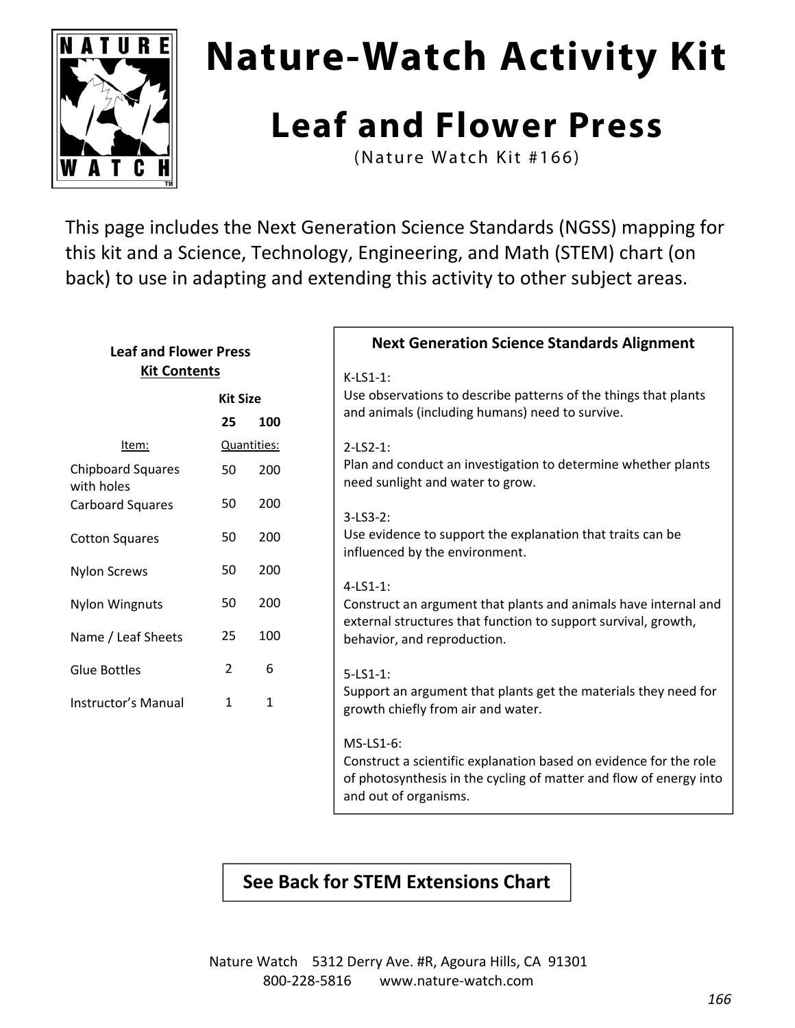# Nature-Watch Activity Kit

## Leaf and Flower Press

(Nature Watch Kit #166)

This page includes the Next Generation Science Standards (NGSS) mapping for this kit and a Science, Technology, Engineering, and Math (STEM) chart (on back) to use in adapting and extending this activity to other subject areas.

**Leaf and Flower Press**
**Kit Contents**

| Item: | Kit Size 25 | Kit Size 100 |
|---|---|---|
| Chipboard Squares with holes | 50 | 200 |
| Carboard Squares | 50 | 200 |
| Cotton Squares | 50 | 200 |
| Nylon Screws | 50 | 200 |
| Nylon Wingnuts | 50 | 200 |
| Name / Leaf Sheets | 25 | 100 |
| Glue Bottles | 2 | 6 |
| Instructor's Manual | 1 | 1 |

**Next Generation Science Standards Alignment**

K-LS1-1:
Use observations to describe patterns of the things that plants and animals (including humans) need to survive.

2-LS2-1:
Plan and conduct an investigation to determine whether plants need sunlight and water to grow.

3-LS3-2:
Use evidence to support the explanation that traits can be influenced by the environment.

4-LS1-1:
Construct an argument that plants and animals have internal and external structures that function to support survival, growth, behavior, and reproduction.

5-LS1-1:
Support an argument that plants get the materials they need for growth chiefly from air and water.

MS-LS1-6:
Construct a scientific explanation based on evidence for the role of photosynthesis in the cycling of matter and flow of energy into and out of organisms.

**See Back for STEM Extensions Chart**

Nature Watch 5312 Derry Ave. #R, Agoura Hills, CA 91301
800-228-5816 www.nature-watch.com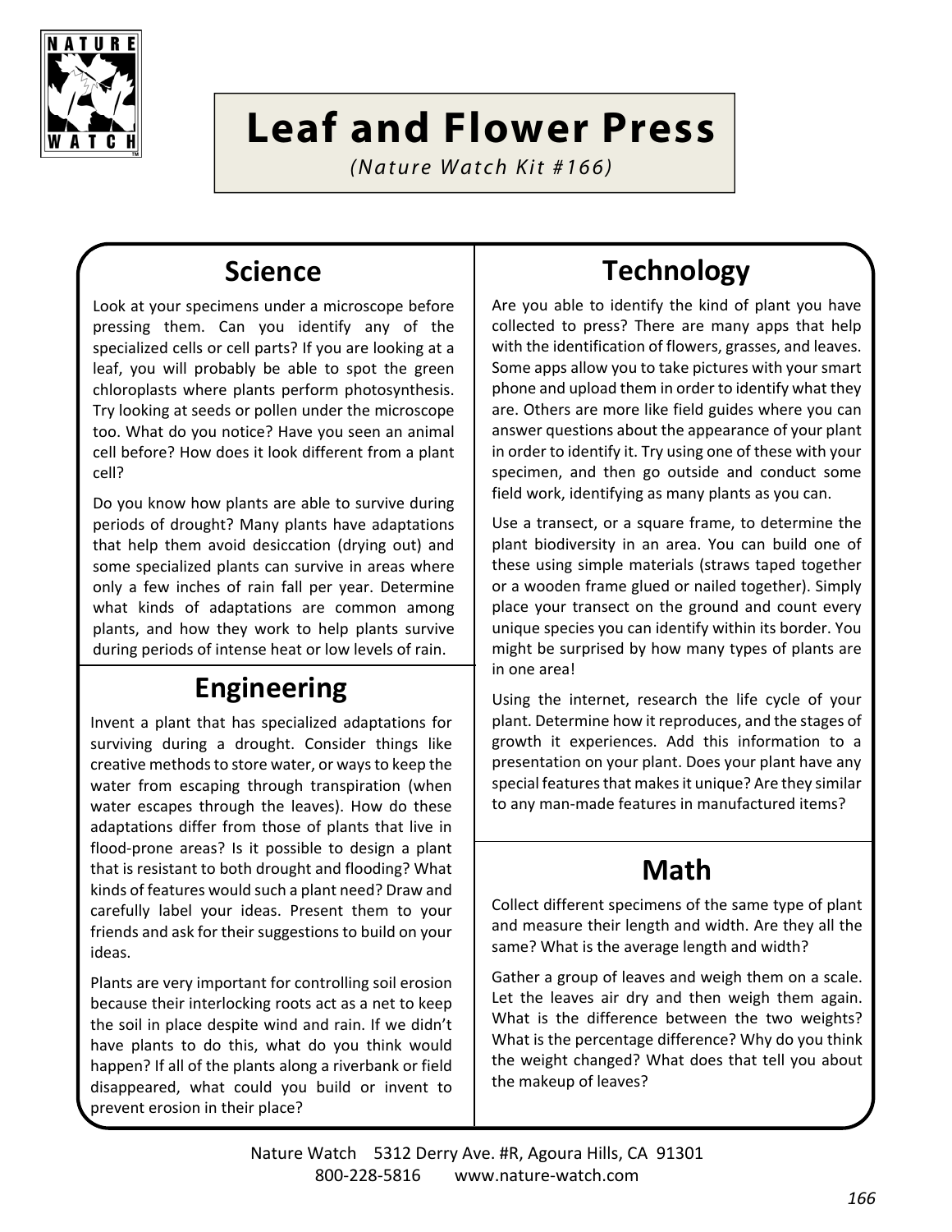# Leaf and Flower Press

*(Nature Watch Kit #166)*

## Science

Look at your specimens under a microscope before pressing them. Can you identify any of the specialized cells or cell parts? If you are looking at a leaf, you will probably be able to spot the green chloroplasts where plants perform photosynthesis. Try looking at seeds or pollen under the microscope too. What do you notice? Have you seen an animal cell before? How does it look different from a plant cell?

Do you know how plants are able to survive during periods of drought? Many plants have adaptations that help them avoid desiccation (drying out) and some specialized plants can survive in areas where only a few inches of rain fall per year. Determine what kinds of adaptations are common among plants, and how they work to help plants survive during periods of intense heat or low levels of rain.

## Engineering

Invent a plant that has specialized adaptations for surviving during a drought. Consider things like creative methods to store water, or ways to keep the water from escaping through transpiration (when water escapes through the leaves). How do these adaptations differ from those of plants that live in flood-prone areas? Is it possible to design a plant that is resistant to both drought and flooding? What kinds of features would such a plant need? Draw and carefully label your ideas. Present them to your friends and ask for their suggestions to build on your ideas.

Plants are very important for controlling soil erosion because their interlocking roots act as a net to keep the soil in place despite wind and rain. If we didn't have plants to do this, what do you think would happen? If all of the plants along a riverbank or field disappeared, what could you build or invent to prevent erosion in their place?

## Technology

Are you able to identify the kind of plant you have collected to press? There are many apps that help with the identification of flowers, grasses, and leaves. Some apps allow you to take pictures with your smart phone and upload them in order to identify what they are. Others are more like field guides where you can answer questions about the appearance of your plant in order to identify it. Try using one of these with your specimen, and then go outside and conduct some field work, identifying as many plants as you can.

Use a transect, or a square frame, to determine the plant biodiversity in an area. You can build one of these using simple materials (straws taped together or a wooden frame glued or nailed together). Simply place your transect on the ground and count every unique species you can identify within its border. You might be surprised by how many types of plants are in one area!

Using the internet, research the life cycle of your plant. Determine how it reproduces, and the stages of growth it experiences. Add this information to a presentation on your plant. Does your plant have any special features that makes it unique? Are they similar to any man-made features in manufactured items?

## Math

Collect different specimens of the same type of plant and measure their length and width. Are they all the same? What is the average length and width?

Gather a group of leaves and weigh them on a scale. Let the leaves air dry and then weigh them again. What is the difference between the two weights? What is the percentage difference? Why do you think the weight changed? What does that tell you about the makeup of leaves?

Nature Watch 5312 Derry Ave. #R, Agoura Hills, CA 91301
800-228-5816 www.nature-watch.com